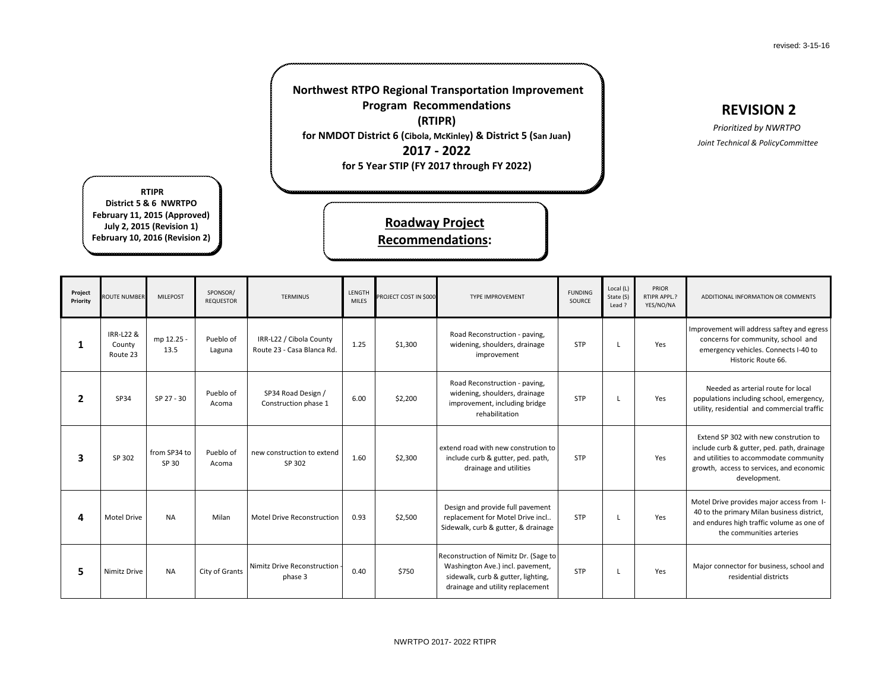revised: 3-15-16

# Northwest RTPO Regional Transportation Improvement Program Recommendations (RTIPR)

**for NMDOT District 6 (Cibola, McKinley) & District 5 (San Juan)**

## 2017 - 2022

**for 5 Year STIP (FY 2017 through FY 2022)**

## REVISION 2

*Prioritized by NWRTPO*

*Joint Technical & PolicyCommittee*

**RTIPR**
**District 5 & 6 NWRTPO**
**February 11, 2015 (Approved)**
**July 2, 2015 (Revision 1)**
**February 10, 2016 (Revision 2)**

## Roadway Project Recommendations:

| Project Priority | ROUTE NUMBER | MILEPOST | SPONSOR/ REQUESTOR | TERMINUS | LENGTH MILES | PROJECT COST IN $000 | TYPE IMPROVEMENT | FUNDING SOURCE | Local (L) State (S) Lead ? | PRIOR RTIPR APPL.? YES/NO/NA | ADDITIONAL INFORMATION OR COMMENTS |
|---|---|---|---|---|---|---|---|---|---|---|---|
| **1** | IRR-L22 & County Route 23 | mp 12.25 - 13.5 | Pueblo of Laguna | IRR-L22 / Cibola County Route 23 - Casa Blanca Rd. | 1.25 | $1,300 | Road Reconstruction - paving, widening, shoulders, drainage improvement | STP | L | Yes | Improvement will address saftey and egress concerns for community, school and emergency vehicles. Connects I-40 to Historic Route 66. |
| **2** | SP34 | SP 27 - 30 | Pueblo of Acoma | SP34 Road Design / Construction phase 1 | 6.00 | $2,200 | Road Reconstruction - paving, widening, shoulders, drainage improvement, including bridge rehabilitation | STP | L | Yes | Needed as arterial route for local populations including school, emergency, utility, residential and commercial traffic |
| **3** | SP 302 | from SP34 to SP 30 | Pueblo of Acoma | new construction to extend SP 302 | 1.60 | $2,300 | extend road with new constrution to include curb & gutter, ped. path, drainage and utilities | STP | | Yes | Extend SP 302 with new constrution to include curb & gutter, ped. path, drainage and utilities to accommodate community growth, access to services, and economic development. |
| **4** | Motel Drive | NA | Milan | Motel Drive Reconstruction | 0.93 | $2,500 | Design and provide full pavement replacement for Motel Drive incl.. Sidewalk, curb & gutter, & drainage | STP | L | Yes | Motel Drive provides major access from I-40 to the primary Milan business district, and endures high traffic volume as one of the communities arteries |
| **5** | Nimitz Drive | NA | City of Grants | Nimitz Drive Reconstruction - phase 3 | 0.40 | $750 | Reconstruction of Nimitz Dr. (Sage to Washington Ave.) incl. pavement, sidewalk, curb & gutter, lighting, drainage and utility replacement | STP | L | Yes | Major connector for business, school and residential districts |

NWRTPO 2017- 2022 RTIPR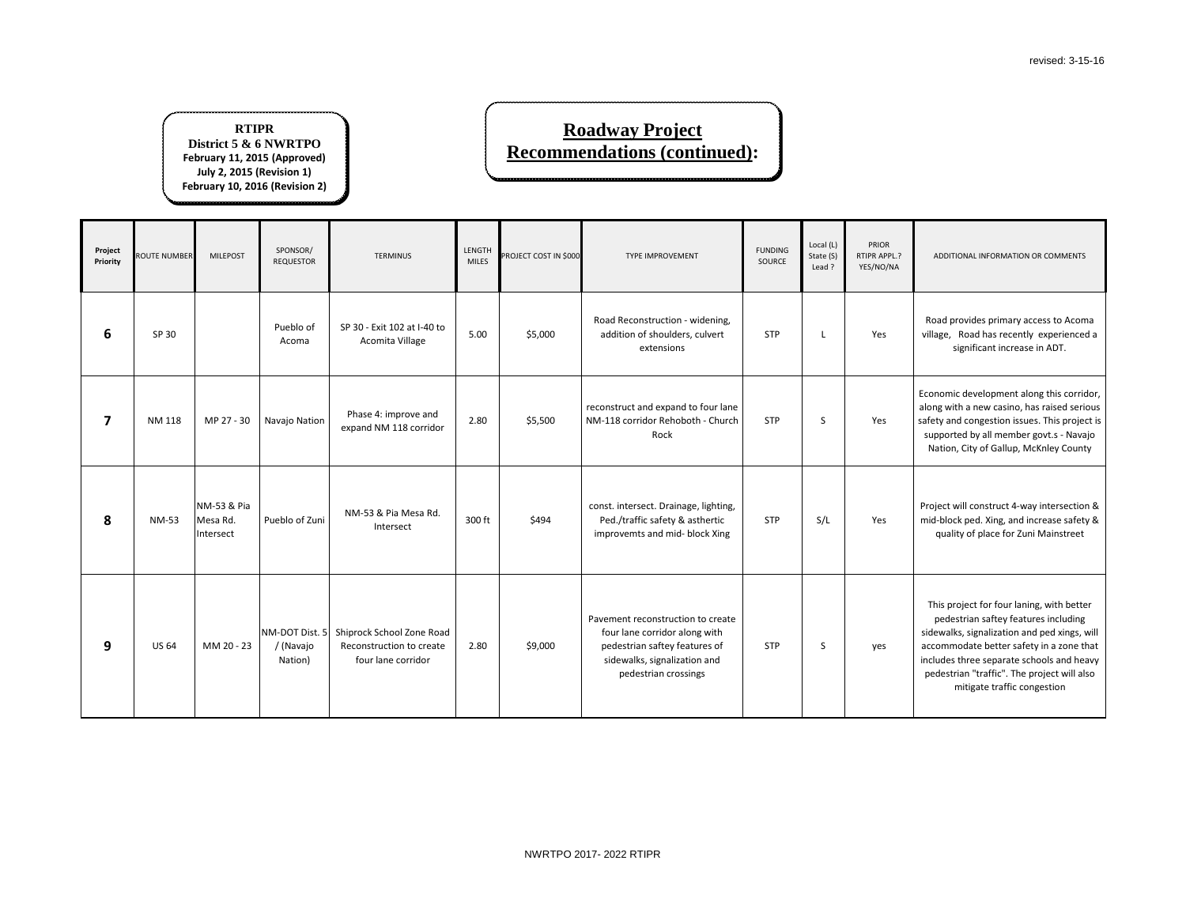revised: 3-15-16

**RTIPR**
**District 5 & 6 NWRTPO**
**February 11, 2015 (Approved)**
**July 2, 2015 (Revision 1)**
**February 10, 2016 (Revision 2)**

# Roadway Project Recommendations (continued):

| Project Priority | ROUTE NUMBER | MILEPOST | SPONSOR/ REQUESTOR | TERMINUS | LENGTH MILES | PROJECT COST IN $000 | TYPE IMPROVEMENT | FUNDING SOURCE | Local (L) State (S) Lead ? | PRIOR RTIPR APPL.? YES/NO/NA | ADDITIONAL INFORMATION OR COMMENTS |
|---|---|---|---|---|---|---|---|---|---|---|---|
| **6** | SP 30 | | Pueblo of Acoma | SP 30 - Exit 102 at I-40 to Acomita Village | 5.00 | $5,000 | Road Reconstruction - widening, addition of shoulders, culvert extensions | STP | L | Yes | Road provides primary access to Acoma village, Road has recently experienced a significant increase in ADT. |
| **7** | NM 118 | MP 27 - 30 | Navajo Nation | Phase 4: improve and expand NM 118 corridor | 2.80 | $5,500 | reconstruct and expand to four lane NM-118 corridor Rehoboth - Church Rock | STP | S | Yes | Economic development along this corridor, along with a new casino, has raised serious safety and congestion issues. This project is supported by all member govt.s - Navajo Nation, City of Gallup, McKnley County |
| **8** | NM-53 | NM-53 & Pia Mesa Rd. Intersect | Pueblo of Zuni | NM-53 & Pia Mesa Rd. Intersect | 300 ft | $494 | const. intersect. Drainage, lighting, Ped./traffic safety & asthertic improvemts and mid- block Xing | STP | S/L | Yes | Project will construct 4-way intersection & mid-block ped. Xing, and increase safety & quality of place for Zuni Mainstreet |
| **9** | US 64 | MM 20 - 23 | NM-DOT Dist. 5 / (Navajo Nation) | Shiprock School Zone Road Reconstruction to create four lane corridor | 2.80 | $9,000 | Pavement reconstruction to create four lane corridor along with pedestrian saftey features of sidewalks, signalization and pedestrian crossings | STP | S | yes | This project for four laning, with better pedestrian saftey features including sidewalks, signalization and ped xings, will accommodate better safety in a zone that includes three separate schools and heavy pedestrian "traffic". The project will also mitigate traffic congestion |

NWRTPO 2017- 2022 RTIPR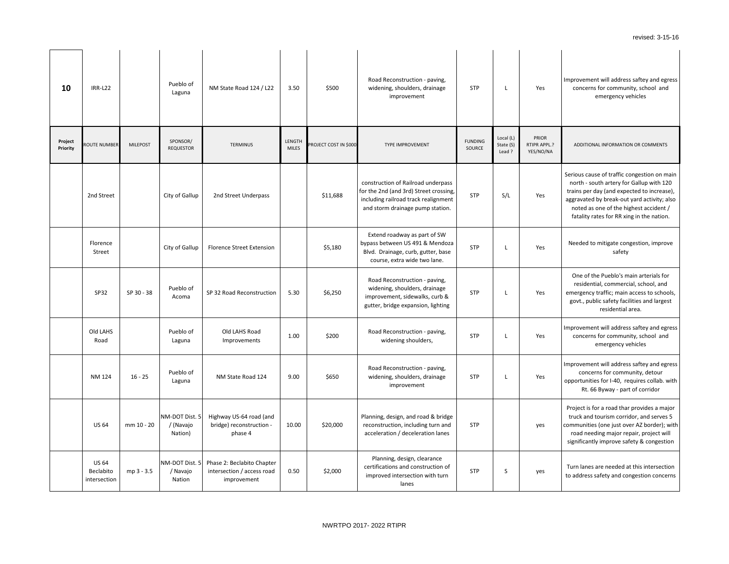revised: 3-15-16

| Project Priority | ROUTE NUMBER | MILEPOST | SPONSOR/ REQUESTOR | TERMINUS | LENGTH MILES | PROJECT COST IN $000 | TYPE IMPROVEMENT | FUNDING SOURCE | Local (L) State (S) Lead ? | PRIOR RTIPR APPL.? YES/NO/NA | ADDITIONAL INFORMATION OR COMMENTS |
|---|---|---|---|---|---|---|---|---|---|---|---|
| **10** | IRR-L22 | | Pueblo of Laguna | NM State Road 124 / L22 | 3.50 | $500 | Road Reconstruction - paving, widening, shoulders, drainage improvement | STP | L | Yes | Improvement will address saftey and egress concerns for community, school and emergency vehicles |
| | 2nd Street | | City of Gallup | 2nd Street Underpass | | $11,688 | construction of Railroad underpass for the 2nd (and 3rd) Street crossing, including railroad track realignment and storm drainage pump station. | STP | S/L | Yes | Serious cause of traffic congestion on main north - south artery for Gallup with 120 trains per day (and expected to increase), aggravated by break-out yard activity; also noted as one of the highest accident / fatality rates for RR xing in the nation. |
| | Florence Street | | City of Gallup | Florence Street Extension | | $5,180 | Extend roadway as part of SW bypass between US 491 & Mendoza Blvd. Drainage, curb, gutter, base course, extra wide two lane. | STP | L | Yes | Needed to mitigate congestion, improve safety |
| | SP32 | SP 30 - 38 | Pueblo of Acoma | SP 32 Road Reconstruction | 5.30 | $6,250 | Road Reconstruction - paving, widening, shoulders, drainage improvement, sidewalks, curb & gutter, bridge expansion, lighting | STP | L | Yes | One of the Pueblo's main arterials for residential, commercial, school, and emergency traffic; main access to schools, govt., public safety facilities and largest residential area. |
| | Old LAHS Road | | Pueblo of Laguna | Old LAHS Road Improvements | 1.00 | $200 | Road Reconstruction - paving, widening shoulders, | STP | L | Yes | Improvement will address saftey and egress concerns for community, school and emergency vehicles |
| | NM 124 | 16 - 25 | Pueblo of Laguna | NM State Road 124 | 9.00 | $650 | Road Reconstruction - paving, widening, shoulders, drainage improvement | STP | L | Yes | Improvement will address saftey and egress concerns for community, detour opportunities for I-40, requires collab. with Rt. 66 Byway - part of corridor |
| | US 64 | mm 10 - 20 | NM-DOT Dist. 5 / (Navajo Nation) | Highway US-64 road (and bridge) reconstruction - phase 4 | 10.00 | $20,000 | Planning, design, and road & bridge reconstruction, including turn and acceleration / deceleration lanes | STP | | yes | Project is for a road thar provides a major truck and tourism corridor, and serves 5 communities (one just over AZ border); with road needing major repair, project will significantly improve safety & congestion |
| | US 64 Beclabito intersection | mp 3 - 3.5 | NM-DOT Dist. 5 / Navajo Nation | Phase 2: Beclabito Chapter intersection / access road improvement | 0.50 | $2,000 | Planning, design, clearance certifications and construction of improved intersection with turn lanes | STP | S | yes | Turn lanes are needed at this intersection to address safety and congestion concerns |

NWRTPO 2017- 2022 RTIPR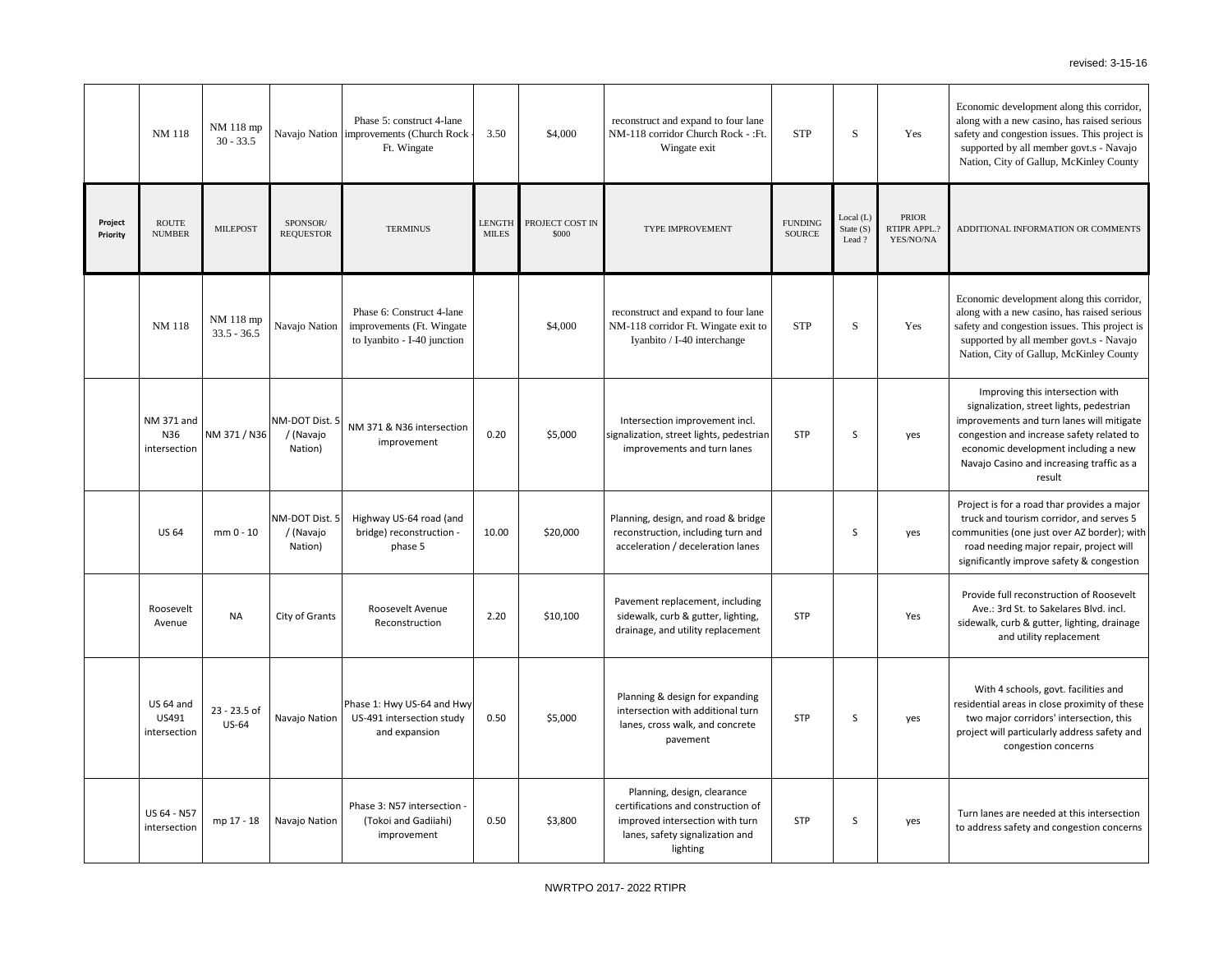| Project Priority | ROUTE NUMBER | MILEPOST | SPONSOR/ REQUESTOR | TERMINUS | LENGTH MILES | PROJECT COST IN $000 | TYPE IMPROVEMENT | FUNDING SOURCE | Local (L) State (S) Lead ? | PRIOR RTIPR APPL.? YES/NO/NA | ADDITIONAL INFORMATION OR COMMENTS |
|---|---|---|---|---|---|---|---|---|---|---|---|
| | NM 118 | NM 118 mp 30 - 33.5 | Navajo Nation | Phase 5: construct 4-lane improvements (Church Rock - Ft. Wingate | 3.50 | $4,000 | reconstruct and expand to four lane NM-118 corridor Church Rock - :Ft. Wingate exit | STP | S | Yes | Economic development along this corridor, along with a new casino, has raised serious safety and congestion issues. This project is supported by all member govt.s - Navajo Nation, City of Gallup, McKinley County |
| | NM 118 | NM 118 mp 33.5 - 36.5 | Navajo Nation | Phase 6: Construct 4-lane improvements (Ft. Wingate to Iyanbito - I-40 junction | | $4,000 | reconstruct and expand to four lane NM-118 corridor Ft. Wingate exit to Iyanbito / I-40 interchange | STP | S | Yes | Economic development along this corridor, along with a new casino, has raised serious safety and congestion issues. This project is supported by all member govt.s - Navajo Nation, City of Gallup, McKinley County |
| | NM 371 and N36 intersection | NM 371 / N36 | NM-DOT Dist. 5 / (Navajo Nation) | NM 371 & N36 intersection improvement | 0.20 | $5,000 | Intersection improvement incl. signalization, street lights, pedestrian improvements and turn lanes | STP | S | yes | Improving this intersection with signalization, street lights, pedestrian improvements and turn lanes will mitigate congestion and increase safety related to economic development including a new Navajo Casino and increasing traffic as a result |
| | US 64 | mm 0 - 10 | NM-DOT Dist. 5 / (Navajo Nation) | Highway US-64 road (and bridge) reconstruction - phase 5 | 10.00 | $20,000 | Planning, design, and road & bridge reconstruction, including turn and acceleration / deceleration lanes | | S | yes | Project is for a road thar provides a major truck and tourism corridor, and serves 5 communities (one just over AZ border); with road needing major repair, project will significantly improve safety & congestion |
| | Roosevelt Avenue | NA | City of Grants | Roosevelt Avenue Reconstruction | 2.20 | $10,100 | Pavement replacement, including sidewalk, curb & gutter, lighting, drainage, and utility replacement | STP | | Yes | Provide full reconstruction of Roosevelt Ave.: 3rd St. to Sakelares Blvd. incl. sidewalk, curb & gutter, lighting, drainage and utility replacement |
| | US 64 and US491 intersection | 23 - 23.5 of US-64 | Navajo Nation | Phase 1: Hwy US-64 and Hwy US-491 intersection study and expansion | 0.50 | $5,000 | Planning & design for expanding intersection with additional turn lanes, cross walk, and concrete pavement | STP | S | yes | With 4 schools, govt. facilities and residential areas in close proximity of these two major corridors' intersection, this project will particularly address safety and congestion concerns |
| | US 64 - N57 intersection | mp 17 - 18 | Navajo Nation | Phase 3: N57 intersection - (Tokoi and Gadiiahi) improvement | 0.50 | $3,800 | Planning, design, clearance certifications and construction of improved intersection with turn lanes, safety signalization and lighting | STP | S | yes | Turn lanes are needed at this intersection to address safety and congestion concerns |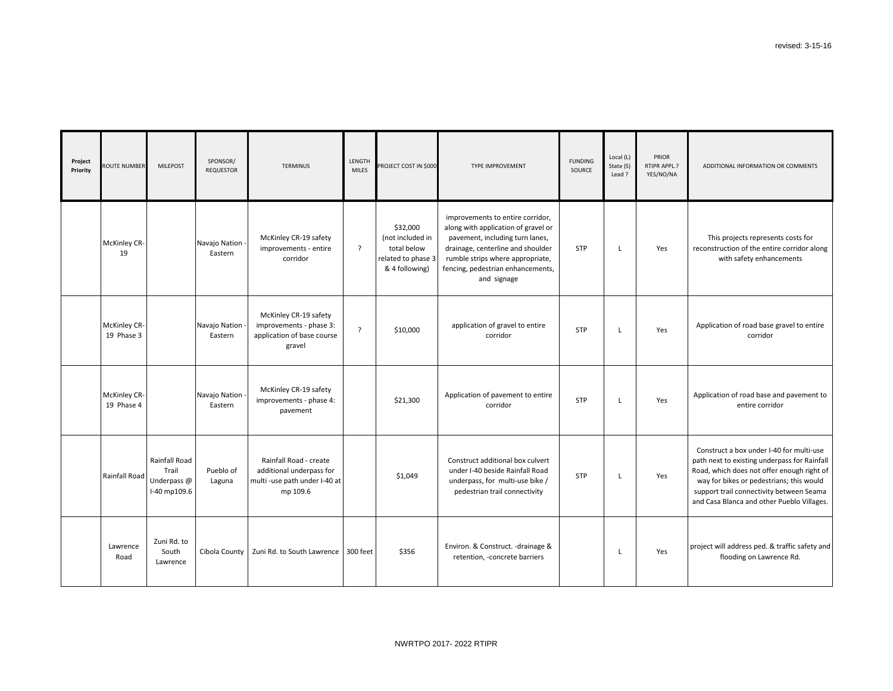| Project Priority | ROUTE NUMBER | MILEPOST | SPONSOR/ REQUESTOR | TERMINUS | LENGTH MILES | PROJECT COST IN $000 | TYPE IMPROVEMENT | FUNDING SOURCE | Local (L) State (S) Lead ? | PRIOR RTIPR APPL.? YES/NO/NA | ADDITIONAL INFORMATION OR COMMENTS |
|---|---|---|---|---|---|---|---|---|---|---|---|
| | McKinley CR-19 | | Navajo Nation - Eastern | McKinley CR-19 safety improvements - entire corridor | ? | $32,000 (not included in total below related to phase 3 & 4 following) | improvements to entire corridor, along with application of gravel or pavement, including turn lanes, drainage, centerline and shoulder rumble strips where appropriate, fencing, pedestrian enhancements, and signage | STP | L | Yes | This projects represents costs for reconstruction of the entire corridor along with safety enhancements |
| | McKinley CR-19 Phase 3 | | Navajo Nation - Eastern | McKinley CR-19 safety improvements - phase 3: application of base course gravel | ? | $10,000 | application of gravel to entire corridor | STP | L | Yes | Application of road base gravel to entire corridor |
| | McKinley CR-19 Phase 4 | | Navajo Nation - Eastern | McKinley CR-19 safety improvements - phase 4: pavement | | $21,300 | Application of pavement to entire corridor | STP | L | Yes | Application of road base and pavement to entire corridor |
| | Rainfall Road | Rainfall Road Trail Underpass @ I-40 mp109.6 | Pueblo of Laguna | Rainfall Road - create additional underpass for multi -use path under I-40 at mp 109.6 | | $1,049 | Construct additional box culvert under I-40 beside Rainfall Road underpass, for multi-use bike / pedestrian trail connectivity | STP | L | Yes | Construct a box under I-40 for multi-use path next to existing underpass for Rainfall Road, which does not offer enough right of way for bikes or pedestrians; this would support trail connectivity between Seama and Casa Blanca and other Pueblo Villages. |
| | Lawrence Road | Zuni Rd. to South Lawrence | Cibola County | Zuni Rd. to South Lawrence | 300 feet | $356 | Environ. & Construct. -drainage & retention, -concrete barriers | | L | Yes | project will address ped. & traffic safety and flooding on Lawrence Rd. |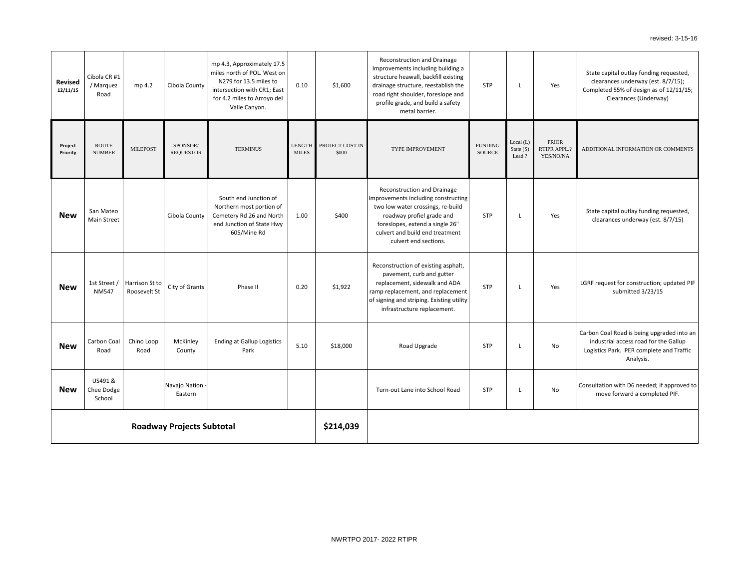revised: 3-15-16

| Project Priority | ROUTE NUMBER | MILEPOST | SPONSOR/ REQUESTOR | TERMINUS | LENGTH MILES | PROJECT COST IN $000 | TYPE IMPROVEMENT | FUNDING SOURCE | Local (L) State (S) Lead ? | PRIOR RTIPR APPL.? YES/NO/NA | ADDITIONAL INFORMATION OR COMMENTS |
|---|---|---|---|---|---|---|---|---|---|---|---|
| **Revised 12/11/15** | Cibola CR #1 / Marquez Road | mp 4.2 | Cibola County | mp 4.3, Approximately 17.5 miles north of POL. West on N279 for 13.5 miles to intersection with CR1; East for 4.2 miles to Arroyo del Valle Canyon. | 0.10 | $1,600 | Reconstruction and Drainage Improvements including building a structure heawall, backfill existing drainage structure, reestablish the road right shoulder, foreslope and profile grade, and build a safety metal barrier. | STP | L | Yes | State capital outlay funding requested, clearances underway (est. 8/7/15); Completed 55% of design as of 12/11/15; Clearances (Underway) |
| **New** | San Mateo Main Street | | Cibola County | South end Junction of Northern most portion of Cemetery Rd 26 and North end Junction of State Hwy 605/Mine Rd | 1.00 | $400 | Reconstruction and Drainage Improvements including constructing two low water crossings, re-build roadway profiel grade and foreslopes, extend a single 26" culvert and build end treatment culvert end sections. | STP | L | Yes | State capital outlay funding requested, clearances underway (est. 8/7/15) |
| **New** | 1st Street / NM547 | Harrison St to Roosevelt St | City of Grants | Phase II | 0.20 | $1,922 | Reconstruction of existing asphalt, pavement, curb and gutter replacement, sidewalk and ADA ramp replacement, and replacement of signing and striping. Existing utility infrastructure replacement. | STP | L | Yes | LGRF request for construction; updated PIF submitted 3/23/15 |
| **New** | Carbon Coal Road | Chino Loop Road | McKinley County | Ending at Gallup Logistics Park | 5.10 | $18,000 | Road Upgrade | STP | L | No | Carbon Coal Road is being upgraded into an industrial access road for the Gallup Logistics Park. PER complete and Traffic Analysis. |
| **New** | US491 & Chee Dodge School | | Navajo Nation - Eastern | | | | Turn-out Lane into School Road | STP | L | No | Consultation with D6 needed; if approved to move forward a completed PIF. |
| **Roadway Projects Subtotal** | | | | | | **$214,039** | | | | | |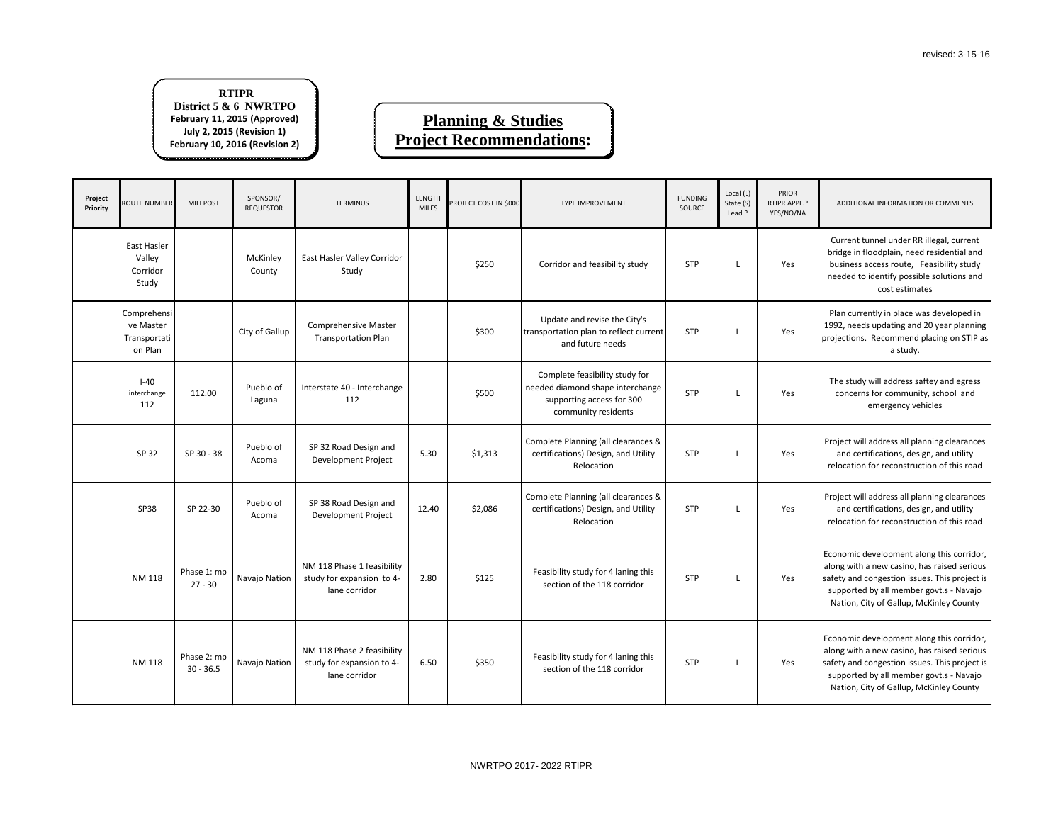revised: 3-15-16

**RTIPR**
**District 5 & 6 NWRTPO**
**February 11, 2015 (Approved)**
**July 2, 2015 (Revision 1)**
**February 10, 2016 (Revision 2)**

# Planning & Studies Project Recommendations:

| Project Priority | ROUTE NUMBER | MILEPOST | SPONSOR/ REQUESTOR | TERMINUS | LENGTH MILES | PROJECT COST IN $000 | TYPE IMPROVEMENT | FUNDING SOURCE | Local (L) State (S) Lead ? | PRIOR RTIPR APPL.? YES/NO/NA | ADDITIONAL INFORMATION OR COMMENTS |
|---|---|---|---|---|---|---|---|---|---|---|---|
| | East Hasler Valley Corridor Study | | McKinley County | East Hasler Valley Corridor Study | | $250 | Corridor and feasibility study | STP | L | Yes | Current tunnel under RR illegal, current bridge in floodplain, need residential and business access route, Feasibility study needed to identify possible solutions and cost estimates |
| | Comprehensive Master Transportation Plan | | City of Gallup | Comprehensive Master Transportation Plan | | $300 | Update and revise the City's transportation plan to reflect current and future needs | STP | L | Yes | Plan currently in place was developed in 1992, needs updating and 20 year planning projections. Recommend placing on STIP as a study. |
| | I-40 interchange 112 | 112.00 | Pueblo of Laguna | Interstate 40 - Interchange 112 | | $500 | Complete feasibility study for needed diamond shape interchange supporting access for 300 community residents | STP | L | Yes | The study will address saftey and egress concerns for community, school and emergency vehicles |
| | SP 32 | SP 30 - 38 | Pueblo of Acoma | SP 32 Road Design and Development Project | 5.30 | $1,313 | Complete Planning (all clearances & certifications) Design, and Utility Relocation | STP | L | Yes | Project will address all planning clearances and certifications, design, and utility relocation for reconstruction of this road |
| | SP38 | SP 22-30 | Pueblo of Acoma | SP 38 Road Design and Development Project | 12.40 | $2,086 | Complete Planning (all clearances & certifications) Design, and Utility Relocation | STP | L | Yes | Project will address all planning clearances and certifications, design, and utility relocation for reconstruction of this road |
| | NM 118 | Phase 1: mp 27 - 30 | Navajo Nation | NM 118 Phase 1 feasibility study for expansion to 4-lane corridor | 2.80 | $125 | Feasibility study for 4 laning this section of the 118 corridor | STP | L | Yes | Economic development along this corridor, along with a new casino, has raised serious safety and congestion issues. This project is supported by all member govt.s - Navajo Nation, City of Gallup, McKinley County |
| | NM 118 | Phase 2: mp 30 - 36.5 | Navajo Nation | NM 118 Phase 2 feasibility study for expansion to 4-lane corridor | 6.50 | $350 | Feasibility study for 4 laning this section of the 118 corridor | STP | L | Yes | Economic development along this corridor, along with a new casino, has raised serious safety and congestion issues. This project is supported by all member govt.s - Navajo Nation, City of Gallup, McKinley County |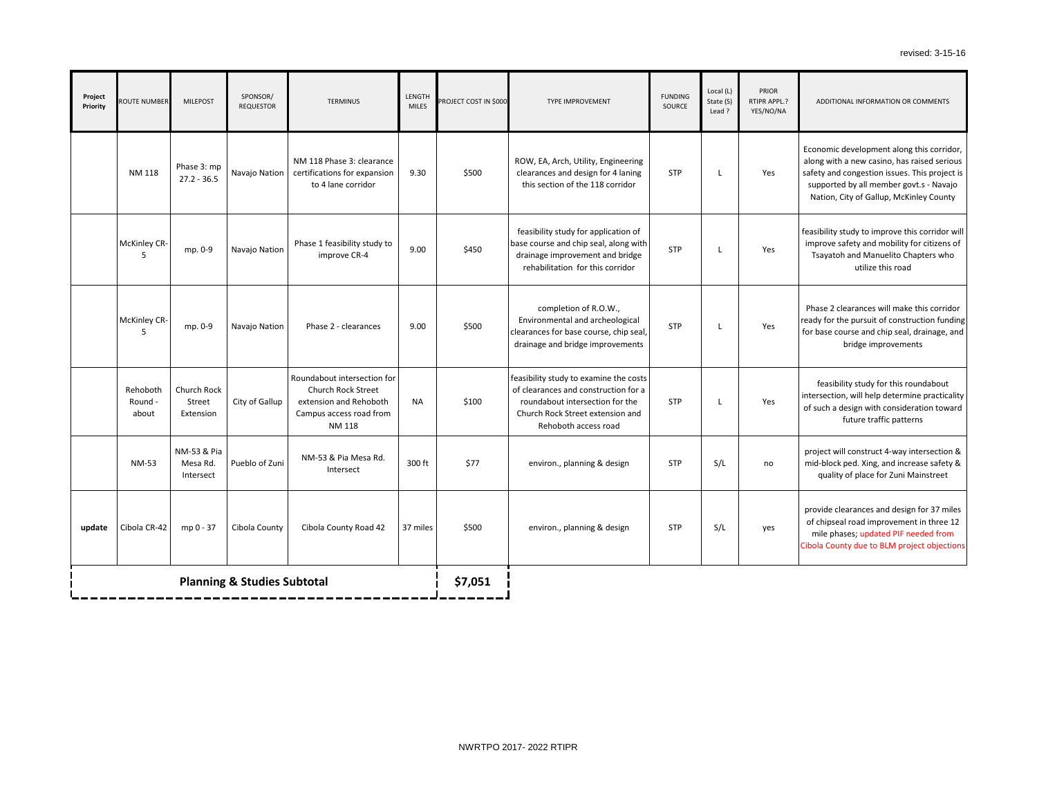revised: 3-15-16

| Project Priority | ROUTE NUMBER | MILEPOST | SPONSOR/ REQUESTOR | TERMINUS | LENGTH MILES | PROJECT COST IN $000 | TYPE IMPROVEMENT | FUNDING SOURCE | Local (L) State (S) Lead ? | PRIOR RTIPR APPL.? YES/NO/NA | ADDITIONAL INFORMATION OR COMMENTS |
|---|---|---|---|---|---|---|---|---|---|---|---|
| | NM 118 | Phase 3: mp 27.2 - 36.5 | Navajo Nation | NM 118 Phase 3: clearance certifications for expansion to 4 lane corridor | 9.30 | $500 | ROW, EA, Arch, Utility, Engineering clearances and design for 4 laning this section of the 118 corridor | STP | L | Yes | Economic development along this corridor, along with a new casino, has raised serious safety and congestion issues. This project is supported by all member govt.s - Navajo Nation, City of Gallup, McKinley County |
| | McKinley CR-5 | mp. 0-9 | Navajo Nation | Phase 1 feasibility study to improve CR-4 | 9.00 | $450 | feasibility study for application of base course and chip seal, along with drainage improvement and bridge rehabilitation for this corridor | STP | L | Yes | feasibility study to improve this corridor will improve safety and mobility for citizens of Tsayatoh and Manuelito Chapters who utilize this road |
| | McKinley CR-5 | mp. 0-9 | Navajo Nation | Phase 2 - clearances | 9.00 | $500 | completion of R.O.W., Environmental and archeological clearances for base course, chip seal, drainage and bridge improvements | STP | L | Yes | Phase 2 clearances will make this corridor ready for the pursuit of construction funding for base course and chip seal, drainage, and bridge improvements |
| | Rehoboth Round - about | Church Rock Street Extension | City of Gallup | Roundabout intersection for Church Rock Street extension and Rehoboth Campus access road from NM 118 | NA | $100 | feasibility study to examine the costs of clearances and construction for a roundabout intersection for the Church Rock Street extension and Rehoboth access road | STP | L | Yes | feasibility study for this roundabout intersection, will help determine practicality of such a design with consideration toward future traffic patterns |
| | NM-53 | NM-53 & Pia Mesa Rd. Intersect | Pueblo of Zuni | NM-53 & Pia Mesa Rd. Intersect | 300 ft | $77 | environ., planning & design | STP | S/L | no | project will construct 4-way intersection & mid-block ped. Xing, and increase safety & quality of place for Zuni Mainstreet |
| update | Cibola CR-42 | mp 0 - 37 | Cibola County | Cibola County Road 42 | 37 miles | $500 | environ., planning & design | STP | S/L | yes | provide clearances and design for 37 miles of chipseal road improvement in three 12 mile phases; updated PIF needed from Cibola County due to BLM project objections |
| **Planning & Studies Subtotal** | | | | | | **$7,051** | | | | | |

NWRTPO 2017- 2022 RTIPR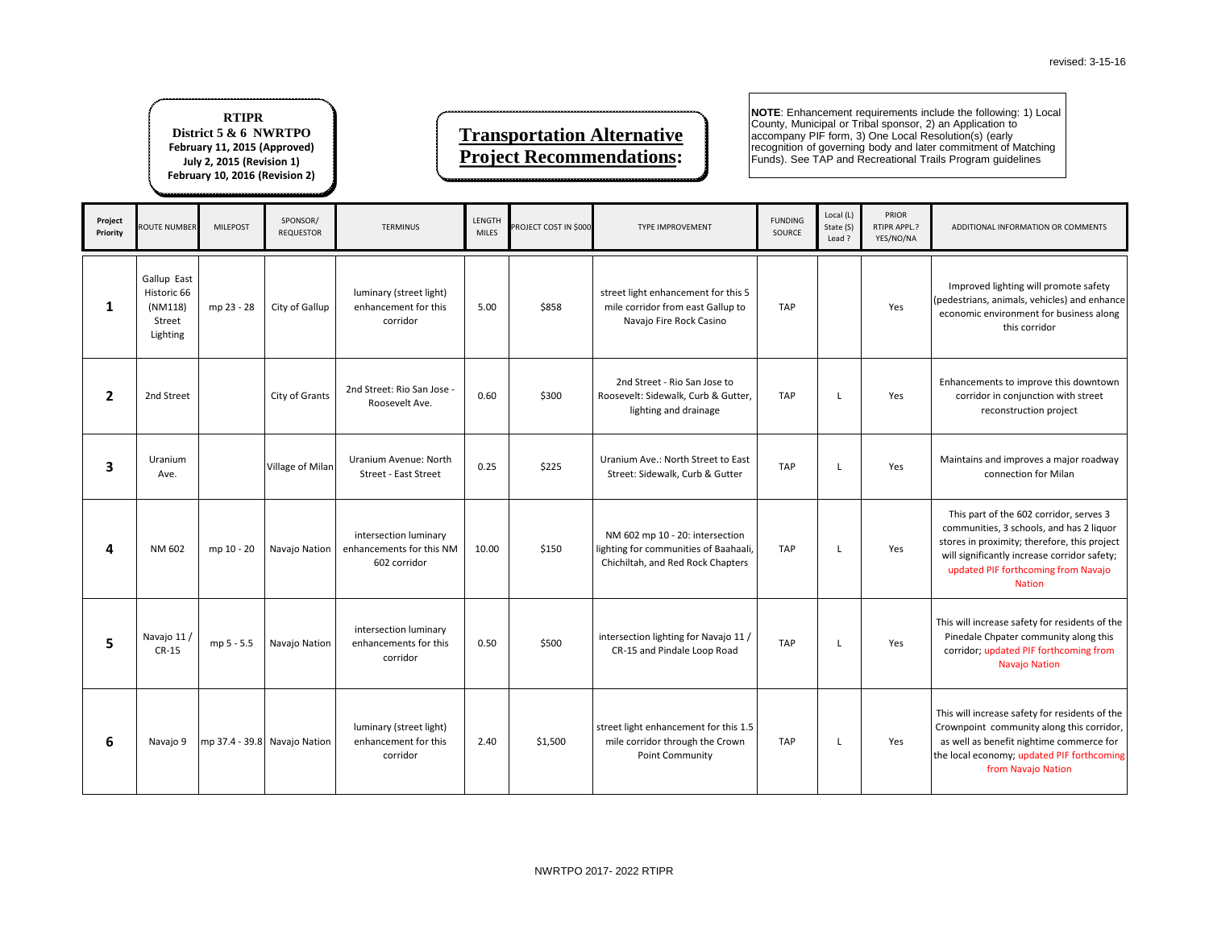revised: 3-15-16

**RTIPR**
**District 5 & 6 NWRTPO**
**February 11, 2015 (Approved)**
**July 2, 2015 (Revision 1)**
**February 10, 2016 (Revision 2)**

# Transportation Alternative Project Recommendations:

**NOTE**: Enhancement requirements include the following: 1) Local County, Municipal or Tribal sponsor, 2) an Application to accompany PIF form, 3) One Local Resolution(s) (early recognition of governing body and later commitment of Matching Funds). See TAP and Recreational Trails Program guidelines

| Project Priority | ROUTE NUMBER | MILEPOST | SPONSOR/ REQUESTOR | TERMINUS | LENGTH MILES | PROJECT COST IN $000 | TYPE IMPROVEMENT | FUNDING SOURCE | Local (L) State (S) Lead ? | PRIOR RTIPR APPL.? YES/NO/NA | ADDITIONAL INFORMATION OR COMMENTS |
|---|---|---|---|---|---|---|---|---|---|---|---|
| 1 | Gallup East Historic 66 (NM118) Street Lighting | mp 23 - 28 | City of Gallup | luminary (street light) enhancement for this corridor | 5.00 | $858 | street light enhancement for this 5 mile corridor from east Gallup to Navajo Fire Rock Casino | TAP | | Yes | Improved lighting will promote safety (pedestrians, animals, vehicles) and enhance economic environment for business along this corridor |
| 2 | 2nd Street | | City of Grants | 2nd Street: Rio San Jose - Roosevelt Ave. | 0.60 | $300 | 2nd Street - Rio San Jose to Roosevelt: Sidewalk, Curb & Gutter, lighting and drainage | TAP | L | Yes | Enhancements to improve this downtown corridor in conjunction with street reconstruction project |
| 3 | Uranium Ave. | | Village of Milan | Uranium Avenue: North Street - East Street | 0.25 | $225 | Uranium Ave.: North Street to East Street: Sidewalk, Curb & Gutter | TAP | L | Yes | Maintains and improves a major roadway connection for Milan |
| 4 | NM 602 | mp 10 - 20 | Navajo Nation | intersection luminary enhancements for this NM 602 corridor | 10.00 | $150 | NM 602 mp 10 - 20: intersection lighting for communities of Baahaali, Chichiltah, and Red Rock Chapters | TAP | L | Yes | This part of the 602 corridor, serves 3 communities, 3 schools, and has 2 liquor stores in proximity; therefore, this project will significantly increase corridor safety; updated PIF forthcoming from Navajo Nation |
| 5 | Navajo 11 / CR-15 | mp 5 - 5.5 | Navajo Nation | intersection luminary enhancements for this corridor | 0.50 | $500 | intersection lighting for Navajo 11 / CR-15 and Pindale Loop Road | TAP | L | Yes | This will increase safety for residents of the Pinedale Chpater community along this corridor; updated PIF forthcoming from Navajo Nation |
| 6 | Navajo 9 | mp 37.4 - 39.8 | Navajo Nation | luminary (street light) enhancement for this corridor | 2.40 | $1,500 | street light enhancement for this 1.5 mile corridor through the Crown Point Community | TAP | L | Yes | This will increase safety for residents of the Crownpoint community along this corridor, as well as benefit nightime commerce for the local economy; updated PIF forthcoming from Navajo Nation |

NWRTPO 2017- 2022 RTIPR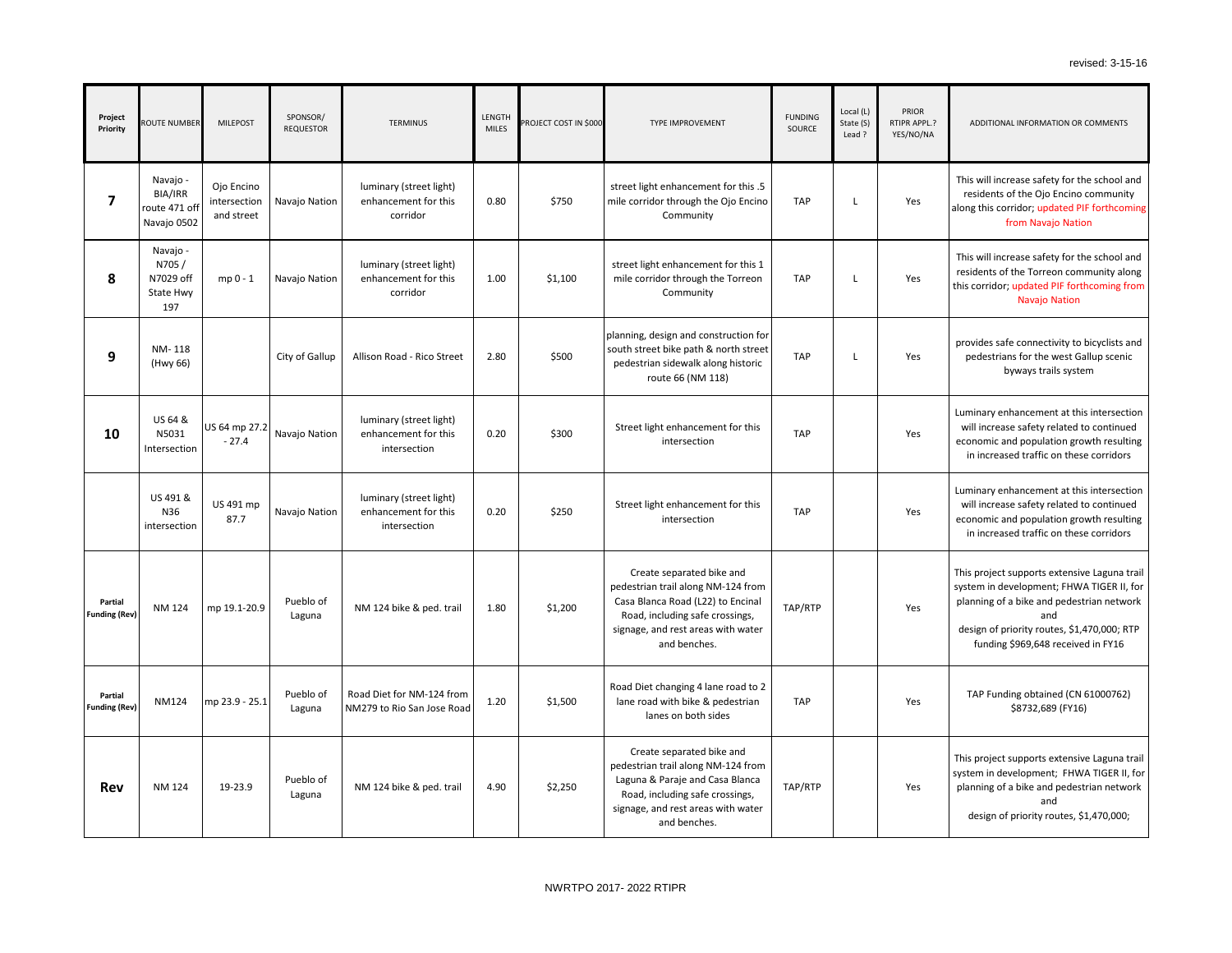revised: 3-15-16

| Project Priority | ROUTE NUMBER | MILEPOST | SPONSOR/ REQUESTOR | TERMINUS | LENGTH MILES | PROJECT COST IN $000 | TYPE IMPROVEMENT | FUNDING SOURCE | Local (L) State (S) Lead ? | PRIOR RTIPR APPL.? YES/NO/NA | ADDITIONAL INFORMATION OR COMMENTS |
|---|---|---|---|---|---|---|---|---|---|---|---|
| **7** | Navajo - BIA/IRR route 471 off Navajo 0502 | Ojo Encino intersection and street | Navajo Nation | luminary (street light) enhancement for this corridor | 0.80 | $750 | street light enhancement for this .5 mile corridor through the Ojo Encino Community | TAP | L | Yes | This will increase safety for the school and residents of the Ojo Encino community along this corridor; updated PIF forthcoming from Navajo Nation |
| **8** | Navajo - N705 / N7029 off State Hwy 197 | mp 0 - 1 | Navajo Nation | luminary (street light) enhancement for this corridor | 1.00 | $1,100 | street light enhancement for this 1 mile corridor through the Torreon Community | TAP | L | Yes | This will increase safety for the school and residents of the Torreon community along this corridor; updated PIF forthcoming from Navajo Nation |
| **9** | NM- 118 (Hwy 66) | | City of Gallup | Allison Road - Rico Street | 2.80 | $500 | planning, design and construction for south street bike path & north street pedestrian sidewalk along historic route 66 (NM 118) | TAP | L | Yes | provides safe connectivity to bicyclists and pedestrians for the west Gallup scenic byways trails system |
| **10** | US 64 & N5031 Intersection | US 64 mp 27.2 - 27.4 | Navajo Nation | luminary (street light) enhancement for this intersection | 0.20 | $300 | Street light enhancement for this intersection | TAP | | Yes | Luminary enhancement at this intersection will increase safety related to continued economic and population growth resulting in increased traffic on these corridors |
| | US 491 & N36 intersection | US 491 mp 87.7 | Navajo Nation | luminary (street light) enhancement for this intersection | 0.20 | $250 | Street light enhancement for this intersection | TAP | | Yes | Luminary enhancement at this intersection will increase safety related to continued economic and population growth resulting in increased traffic on these corridors |
| **Partial Funding (Rev)** | NM 124 | mp 19.1-20.9 | Pueblo of Laguna | NM 124 bike & ped. trail | 1.80 | $1,200 | Create separated bike and pedestrian trail along NM-124 from Casa Blanca Road (L22) to Encinal Road, including safe crossings, signage, and rest areas with water and benches. | TAP/RTP | | Yes | This project supports extensive Laguna trail system in development; FHWA TIGER II, for planning of a bike and pedestrian network and design of priority routes, $1,470,000; RTP funding $969,648 received in FY16 |
| **Partial Funding (Rev)** | NM124 | mp 23.9 - 25.1 | Pueblo of Laguna | Road Diet for NM-124 from NM279 to Rio San Jose Road | 1.20 | $1,500 | Road Diet changing 4 lane road to 2 lane road with bike & pedestrian lanes on both sides | TAP | | Yes | TAP Funding obtained (CN 61000762) $8732,689 (FY16) |
| **Rev** | NM 124 | 19-23.9 | Pueblo of Laguna | NM 124 bike & ped. trail | 4.90 | $2,250 | Create separated bike and pedestrian trail along NM-124 from Laguna & Paraje and Casa Blanca Road, including safe crossings, signage, and rest areas with water and benches. | TAP/RTP | | Yes | This project supports extensive Laguna trail system in development; FHWA TIGER II, for planning of a bike and pedestrian network and design of priority routes, $1,470,000; |

NWRTPO 2017- 2022 RTIPR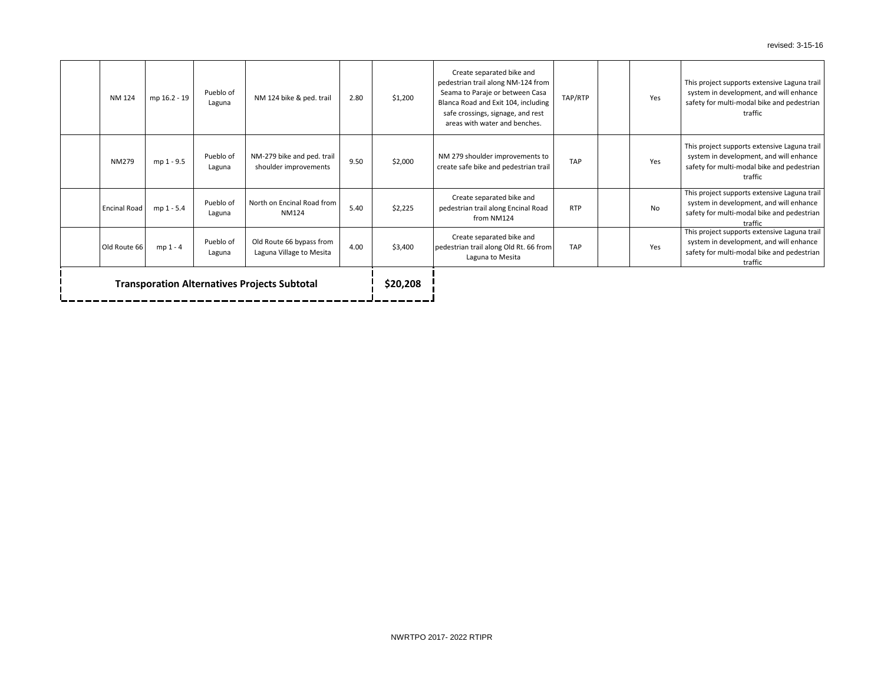| | | | | | | | | | | | |
|---|---|---|---|---|---|---|---|---|---|---|---|
| | NM 124 | mp 16.2 - 19 | Pueblo of Laguna | NM 124 bike & ped. trail | 2.80 | $1,200 | Create separated bike and pedestrian trail along NM-124 from Seama to Paraje or between Casa Blanca Road and Exit 104, including safe crossings, signage, and rest areas with water and benches. | TAP/RTP | | Yes | This project supports extensive Laguna trail system in development, and will enhance safety for multi-modal bike and pedestrian traffic |
| | NM279 | mp 1 - 9.5 | Pueblo of Laguna | NM-279 bike and ped. trail shoulder improvements | 9.50 | $2,000 | NM 279 shoulder improvements to create safe bike and pedestrian trail | TAP | | Yes | This project supports extensive Laguna trail system in development, and will enhance safety for multi-modal bike and pedestrian traffic |
| | Encinal Road | mp 1 - 5.4 | Pueblo of Laguna | North on Encinal Road from NM124 | 5.40 | $2,225 | Create separated bike and pedestrian trail along Encinal Road from NM124 | RTP | | No | This project supports extensive Laguna trail system in development, and will enhance safety for multi-modal bike and pedestrian traffic |
| | Old Route 66 | mp 1 - 4 | Pueblo of Laguna | Old Route 66 bypass from Laguna Village to Mesita | 4.00 | $3,400 | Create separated bike and pedestrian trail along Old Rt. 66 from Laguna to Mesita | TAP | | Yes | This project supports extensive Laguna trail system in development, and will enhance safety for multi-modal bike and pedestrian traffic |
| **Transporation Alternatives Projects Subtotal** | | | | | | **$20,208** | | | | | |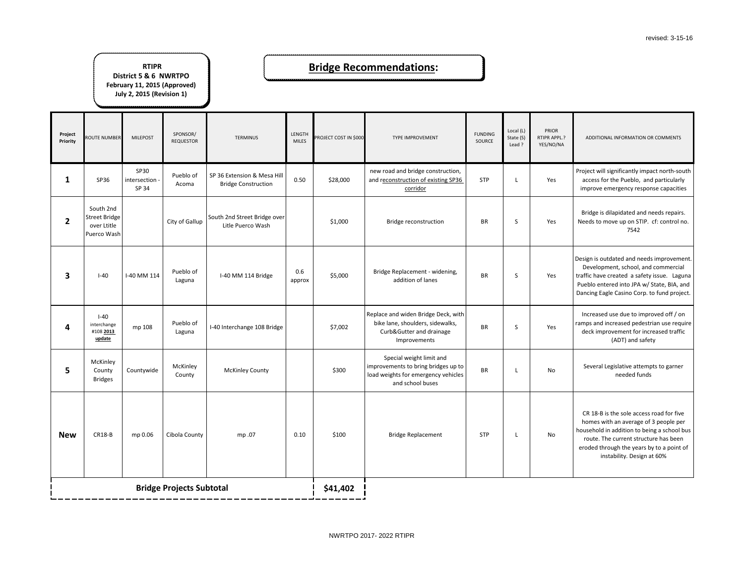revised: 3-15-16

**RTIPR**
**District 5 & 6 NWRTPO**
**February 11, 2015 (Approved)**
**July 2, 2015 (Revision 1)**

# Bridge Recommendations:

| Project Priority | ROUTE NUMBER | MILEPOST | SPONSOR/ REQUESTOR | TERMINUS | LENGTH MILES | PROJECT COST IN $000 | TYPE IMPROVEMENT | FUNDING SOURCE | Local (L) State (S) Lead ? | PRIOR RTIPR APPL.? YES/NO/NA | ADDITIONAL INFORMATION OR COMMENTS |
|---|---|---|---|---|---|---|---|---|---|---|---|
| **1** | SP36 | SP30 intersection - SP 34 | Pueblo of Acoma | SP 36 Extension & Mesa Hill Bridge Construction | 0.50 | $28,000 | new road and bridge construction, and reconstruction of existing SP36 corridor | STP | L | Yes | Project will significantly impact north-south access for the Pueblo, and particularly improve emergency response capacities |
| **2** | South 2nd Street Bridge over Ltitle Puerco Wash | | City of Gallup | South 2nd Street Bridge over Litle Puerco Wash | | $1,000 | Bridge reconstruction | BR | S | Yes | Bridge is dilapidated and needs repairs. Needs to move up on STIP. cf: control no. 7542 |
| **3** | I-40 | I-40 MM 114 | Pueblo of Laguna | I-40 MM 114 Bridge | 0.6 approx | $5,000 | Bridge Replacement - widening, addition of lanes | BR | S | Yes | Design is outdated and needs improvement. Development, school, and commercial traffic have created a safety issue. Laguna Pueblo entered into JPA w/ State, BIA, and Dancing Eagle Casino Corp. to fund project. |
| **4** | I-40 interchange #108 **2013 update** | mp 108 | Pueblo of Laguna | I-40 Interchange 108 Bridge | | $7,002 | Replace and widen Bridge Deck, with bike lane, shoulders, sidewalks, Curb&Gutter and drainage Improvements | BR | S | Yes | Increased use due to improved off / on ramps and increased pedestrian use require deck improvement for increased traffic (ADT) and safety |
| **5** | McKinley County Bridges | Countywide | McKinley County | McKinley County | | $300 | Special weight limit and improvements to bring bridges up to load weights for emergency vehicles and school buses | BR | L | No | Several Legislative attempts to garner needed funds |
| **New** | CR18-B | mp 0.06 | Cibola County | mp .07 | 0.10 | $100 | Bridge Replacement | STP | L | No | CR 18-B is the sole access road for five homes with an average of 3 people per household in addition to being a school bus route. The current structure has been eroded through the years by to a point of instability. Design at 60% |
| **Bridge Projects Subtotal** | | | | | | **$41,402** | | | | | |

NWRTPO 2017- 2022 RTIPR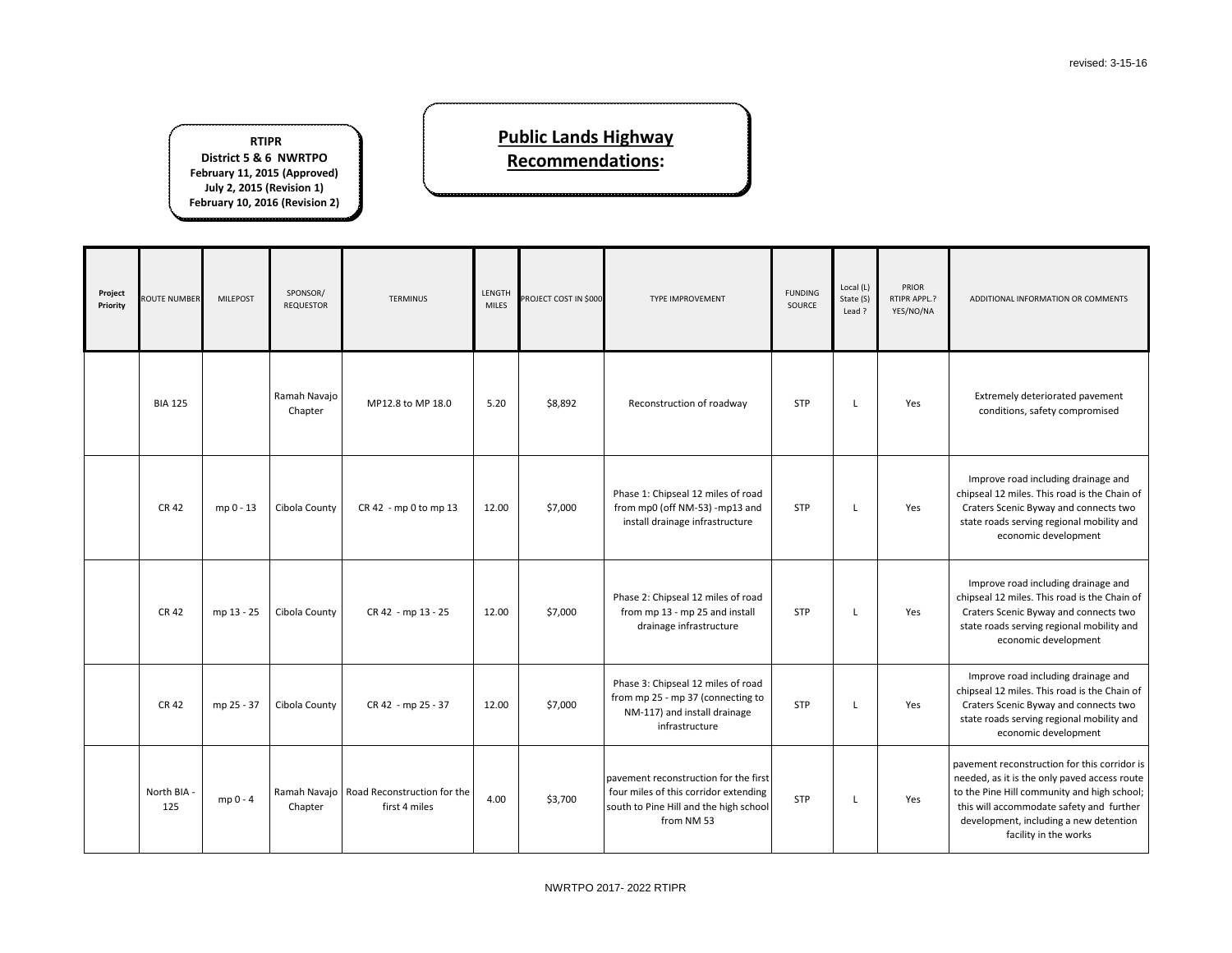revised: 3-15-16

**RTIPR**
**District 5 & 6 NWRTPO**
**February 11, 2015 (Approved)**
**July 2, 2015 (Revision 1)**
**February 10, 2016 (Revision 2)**

# Public Lands Highway Recommendations:

| Project Priority | ROUTE NUMBER | MILEPOST | SPONSOR/ REQUESTOR | TERMINUS | LENGTH MILES | PROJECT COST IN $000 | TYPE IMPROVEMENT | FUNDING SOURCE | Local (L) State (S) Lead ? | PRIOR RTIPR APPL.? YES/NO/NA | ADDITIONAL INFORMATION OR COMMENTS |
|---|---|---|---|---|---|---|---|---|---|---|---|
| | BIA 125 | | Ramah Navajo Chapter | MP12.8 to MP 18.0 | 5.20 | $8,892 | Reconstruction of roadway | STP | L | Yes | Extremely deteriorated pavement conditions, safety compromised |
| | CR 42 | mp 0 - 13 | Cibola County | CR 42 - mp 0 to mp 13 | 12.00 | $7,000 | Phase 1: Chipseal 12 miles of road from mp0 (off NM-53) -mp13 and install drainage infrastructure | STP | L | Yes | Improve road including drainage and chipseal 12 miles. This road is the Chain of Craters Scenic Byway and connects two state roads serving regional mobility and economic development |
| | CR 42 | mp 13 - 25 | Cibola County | CR 42 - mp 13 - 25 | 12.00 | $7,000 | Phase 2: Chipseal 12 miles of road from mp 13 - mp 25 and install drainage infrastructure | STP | L | Yes | Improve road including drainage and chipseal 12 miles. This road is the Chain of Craters Scenic Byway and connects two state roads serving regional mobility and economic development |
| | CR 42 | mp 25 - 37 | Cibola County | CR 42 - mp 25 - 37 | 12.00 | $7,000 | Phase 3: Chipseal 12 miles of road from mp 25 - mp 37 (connecting to NM-117) and install drainage infrastructure | STP | L | Yes | Improve road including drainage and chipseal 12 miles. This road is the Chain of Craters Scenic Byway and connects two state roads serving regional mobility and economic development |
| | North BIA - 125 | mp 0 - 4 | Ramah Navajo Chapter | Road Reconstruction for the first 4 miles | 4.00 | $3,700 | pavement reconstruction for the first four miles of this corridor extending south to Pine Hill and the high school from NM 53 | STP | L | Yes | pavement reconstruction for this corridor is needed, as it is the only paved access route to the Pine Hill community and high school; this will accommodate safety and further development, including a new detention facility in the works |

NWRTPO 2017- 2022 RTIPR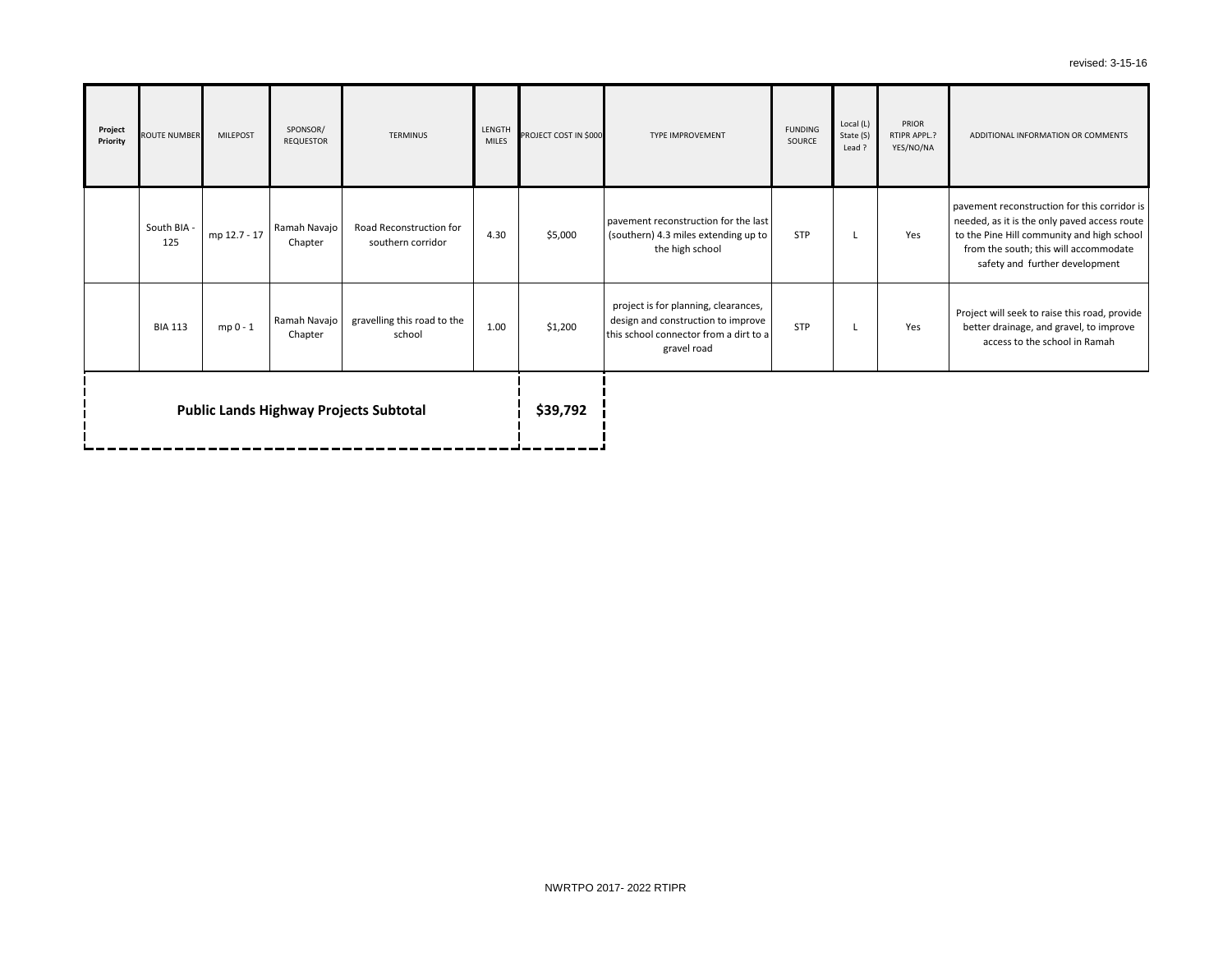revised: 3-15-16

| Project Priority | ROUTE NUMBER | MILEPOST | SPONSOR/ REQUESTOR | TERMINUS | LENGTH MILES | PROJECT COST IN $000 | TYPE IMPROVEMENT | FUNDING SOURCE | Local (L) State (S) Lead ? | PRIOR RTIPR APPL.? YES/NO/NA | ADDITIONAL INFORMATION OR COMMENTS |
|---|---|---|---|---|---|---|---|---|---|---|---|
| | South BIA - 125 | mp 12.7 - 17 | Ramah Navajo Chapter | Road Reconstruction for southern corridor | 4.30 | $5,000 | pavement reconstruction for the last (southern) 4.3 miles extending up to the high school | STP | L | Yes | pavement reconstruction for this corridor is needed, as it is the only paved access route to the Pine Hill community and high school from the south; this will accommodate safety and further development |
| | BIA 113 | mp 0 - 1 | Ramah Navajo Chapter | gravelling this road to the school | 1.00 | $1,200 | project is for planning, clearances, design and construction to improve this school connector from a dirt to a gravel road | STP | L | Yes | Project will seek to raise this road, provide better drainage, and gravel, to improve access to the school in Ramah |
| **Public Lands Highway Projects Subtotal** | | | | | | **$39,792** | | | | | |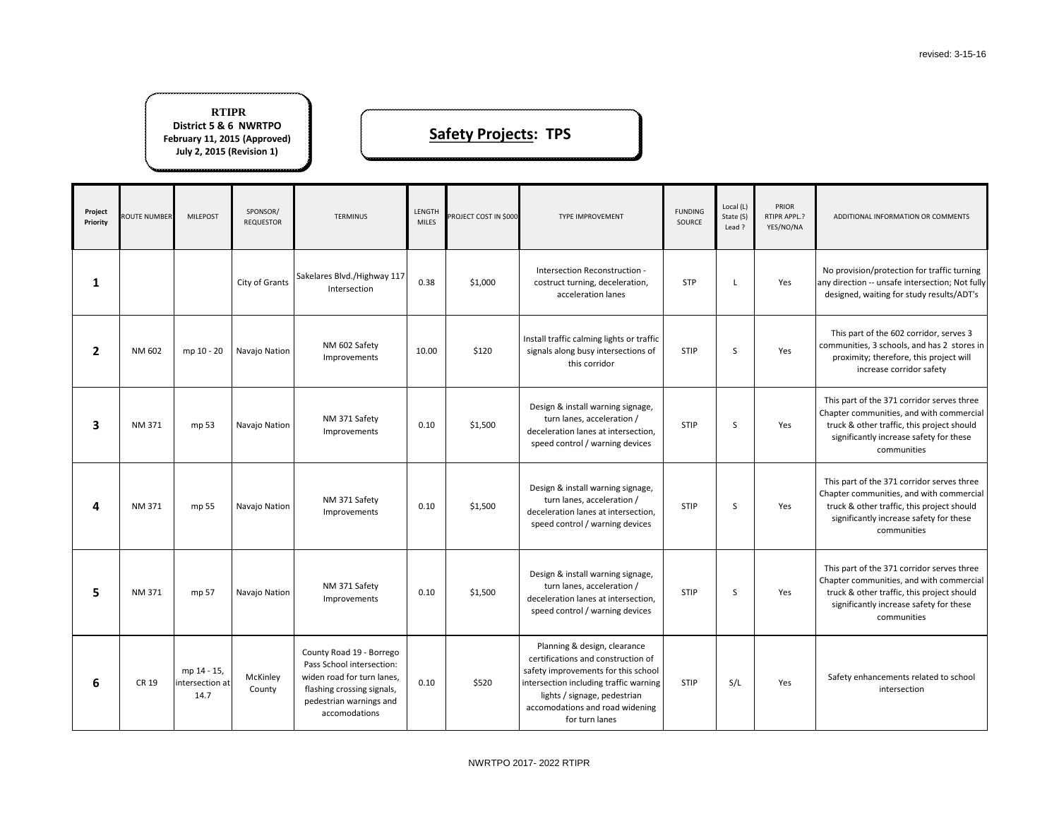revised: 3-15-16

**RTIPR**
**District 5 & 6 NWRTPO**
**February 11, 2015 (Approved)**
**July 2, 2015 (Revision 1)**

## Safety Projects: TPS

| Project Priority | ROUTE NUMBER | MILEPOST | SPONSOR/ REQUESTOR | TERMINUS | LENGTH MILES | PROJECT COST IN $000 | TYPE IMPROVEMENT | FUNDING SOURCE | Local (L) State (S) Lead ? | PRIOR RTIPR APPL.? YES/NO/NA | ADDITIONAL INFORMATION OR COMMENTS |
|---|---|---|---|---|---|---|---|---|---|---|---|
| **1** | | | City of Grants | Sakelares Blvd./Highway 117 Intersection | 0.38 | $1,000 | Intersection Reconstruction - costruct turning, deceleration, acceleration lanes | STP | L | Yes | No provision/protection for traffic turning any direction -- unsafe intersection; Not fully designed, waiting for study results/ADT's |
| **2** | NM 602 | mp 10 - 20 | Navajo Nation | NM 602 Safety Improvements | 10.00 | $120 | Install traffic calming lights or traffic signals along busy intersections of this corridor | STIP | S | Yes | This part of the 602 corridor, serves 3 communities, 3 schools, and has 2 stores in proximity; therefore, this project will increase corridor safety |
| **3** | NM 371 | mp 53 | Navajo Nation | NM 371 Safety Improvements | 0.10 | $1,500 | Design & install warning signage, turn lanes, acceleration / deceleration lanes at intersection, speed control / warning devices | STIP | S | Yes | This part of the 371 corridor serves three Chapter communities, and with commercial truck & other traffic, this project should significantly increase safety for these communities |
| **4** | NM 371 | mp 55 | Navajo Nation | NM 371 Safety Improvements | 0.10 | $1,500 | Design & install warning signage, turn lanes, acceleration / deceleration lanes at intersection, speed control / warning devices | STIP | S | Yes | This part of the 371 corridor serves three Chapter communities, and with commercial truck & other traffic, this project should significantly increase safety for these communities |
| **5** | NM 371 | mp 57 | Navajo Nation | NM 371 Safety Improvements | 0.10 | $1,500 | Design & install warning signage, turn lanes, acceleration / deceleration lanes at intersection, speed control / warning devices | STIP | S | Yes | This part of the 371 corridor serves three Chapter communities, and with commercial truck & other traffic, this project should significantly increase safety for these communities |
| **6** | CR 19 | mp 14 - 15, intersection at 14.7 | McKinley County | County Road 19 - Borrego Pass School intersection: widen road for turn lanes, flashing crossing signals, pedestrian warnings and accomodations | 0.10 | $520 | Planning & design, clearance certifications and construction of safety improvements for this school intersection including traffic warning lights / signage, pedestrian accomodations and road widening for turn lanes | STIP | S/L | Yes | Safety enhancements related to school intersection |

NWRTPO 2017- 2022 RTIPR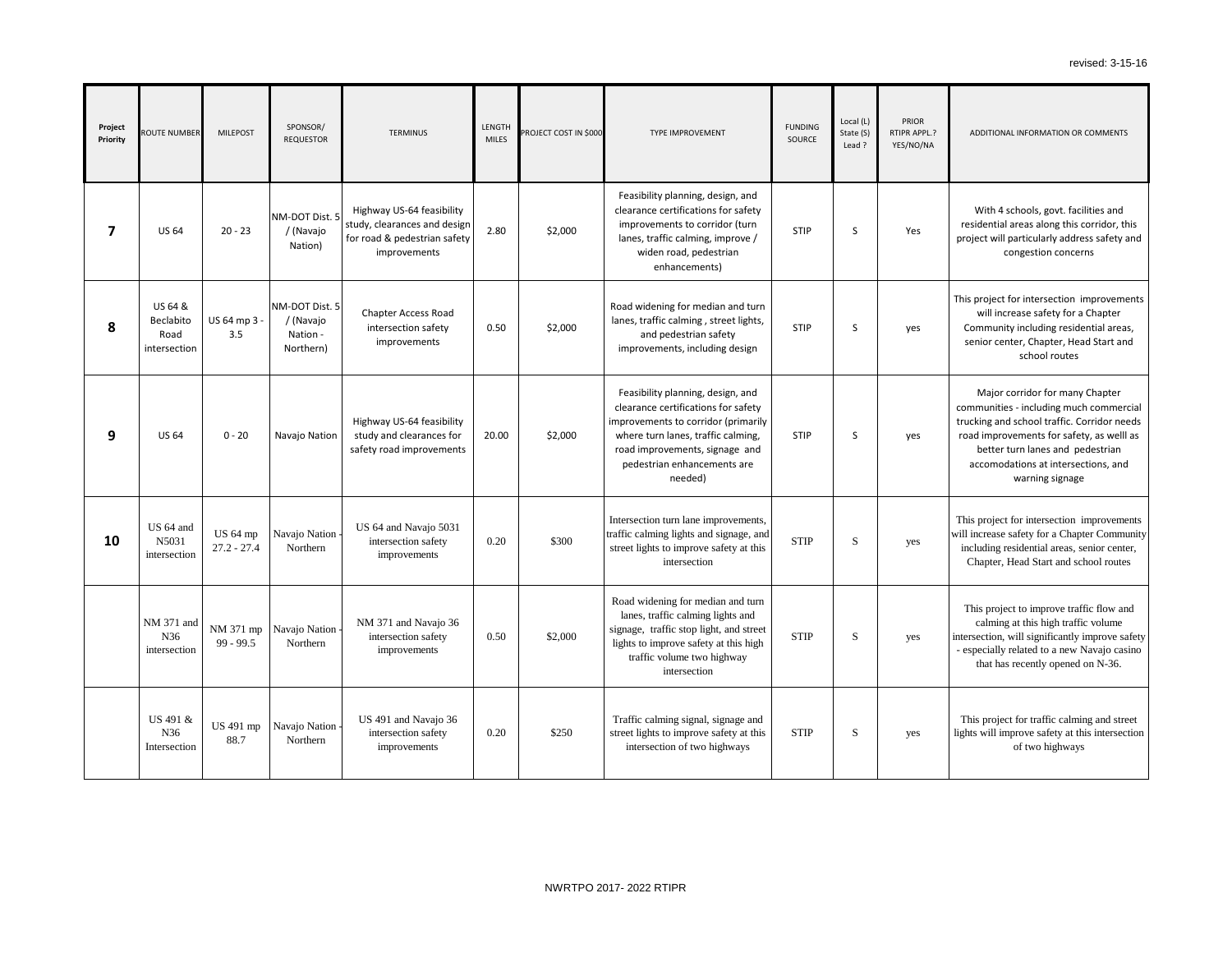revised: 3-15-16

| Project Priority | ROUTE NUMBER | MILEPOST | SPONSOR/ REQUESTOR | TERMINUS | LENGTH MILES | PROJECT COST IN $000 | TYPE IMPROVEMENT | FUNDING SOURCE | Local (L) State (S) Lead ? | PRIOR RTIPR APPL.? YES/NO/NA | ADDITIONAL INFORMATION OR COMMENTS |
|---|---|---|---|---|---|---|---|---|---|---|---|
| **7** | US 64 | 20 - 23 | NM-DOT Dist. 5 / (Navajo Nation) | Highway US-64 feasibility study, clearances and design for road & pedestrian safety improvements | 2.80 | $2,000 | Feasibility planning, design, and clearance certifications for safety improvements to corridor (turn lanes, traffic calming, improve / widen road, pedestrian enhancements) | STIP | S | Yes | With 4 schools, govt. facilities and residential areas along this corridor, this project will particularly address safety and congestion concerns |
| **8** | US 64 & Beclabito Road intersection | US 64 mp 3 - 3.5 | NM-DOT Dist. 5 / (Navajo Nation - Northern) | Chapter Access Road intersection safety improvements | 0.50 | $2,000 | Road widening for median and turn lanes, traffic calming , street lights, and pedestrian safety improvements, including design | STIP | S | yes | This project for intersection improvements will increase safety for a Chapter Community including residential areas, senior center, Chapter, Head Start and school routes |
| **9** | US 64 | 0 - 20 | Navajo Nation | Highway US-64 feasibility study and clearances for safety road improvements | 20.00 | $2,000 | Feasibility planning, design, and clearance certifications for safety improvements to corridor (primarily where turn lanes, traffic calming, road improvements, signage and pedestrian enhancements are needed) | STIP | S | yes | Major corridor for many Chapter communities - including much commercial trucking and school traffic. Corridor needs road improvements for safety, as welll as better turn lanes and pedestrian accomodations at intersections, and warning signage |
| **10** | US 64 and N5031 intersection | US 64 mp 27.2 - 27.4 | Navajo Nation - Northern | US 64 and Navajo 5031 intersection safety improvements | 0.20 | $300 | Intersection turn lane improvements, traffic calming lights and signage, and street lights to improve safety at this intersection | STIP | S | yes | This project for intersection improvements will increase safety for a Chapter Community including residential areas, senior center, Chapter, Head Start and school routes |
| | NM 371 and N36 intersection | NM 371 mp 99 - 99.5 | Navajo Nation - Northern | NM 371 and Navajo 36 intersection safety improvements | 0.50 | $2,000 | Road widening for median and turn lanes, traffic calming lights and signage, traffic stop light, and street lights to improve safety at this high traffic volume two highway intersection | STIP | S | yes | This project to improve traffic flow and calming at this high traffic volume intersection, will significantly improve safety - especially related to a new Navajo casino that has recently opened on N-36. |
| | US 491 & N36 Intersection | US 491 mp 88.7 | Navajo Nation - Northern | US 491 and Navajo 36 intersection safety improvements | 0.20 | $250 | Traffic calming signal, signage and street lights to improve safety at this intersection of two highways | STIP | S | yes | This project for traffic calming and street lights will improve safety at this intersection of two highways |

NWRTPO 2017- 2022 RTIPR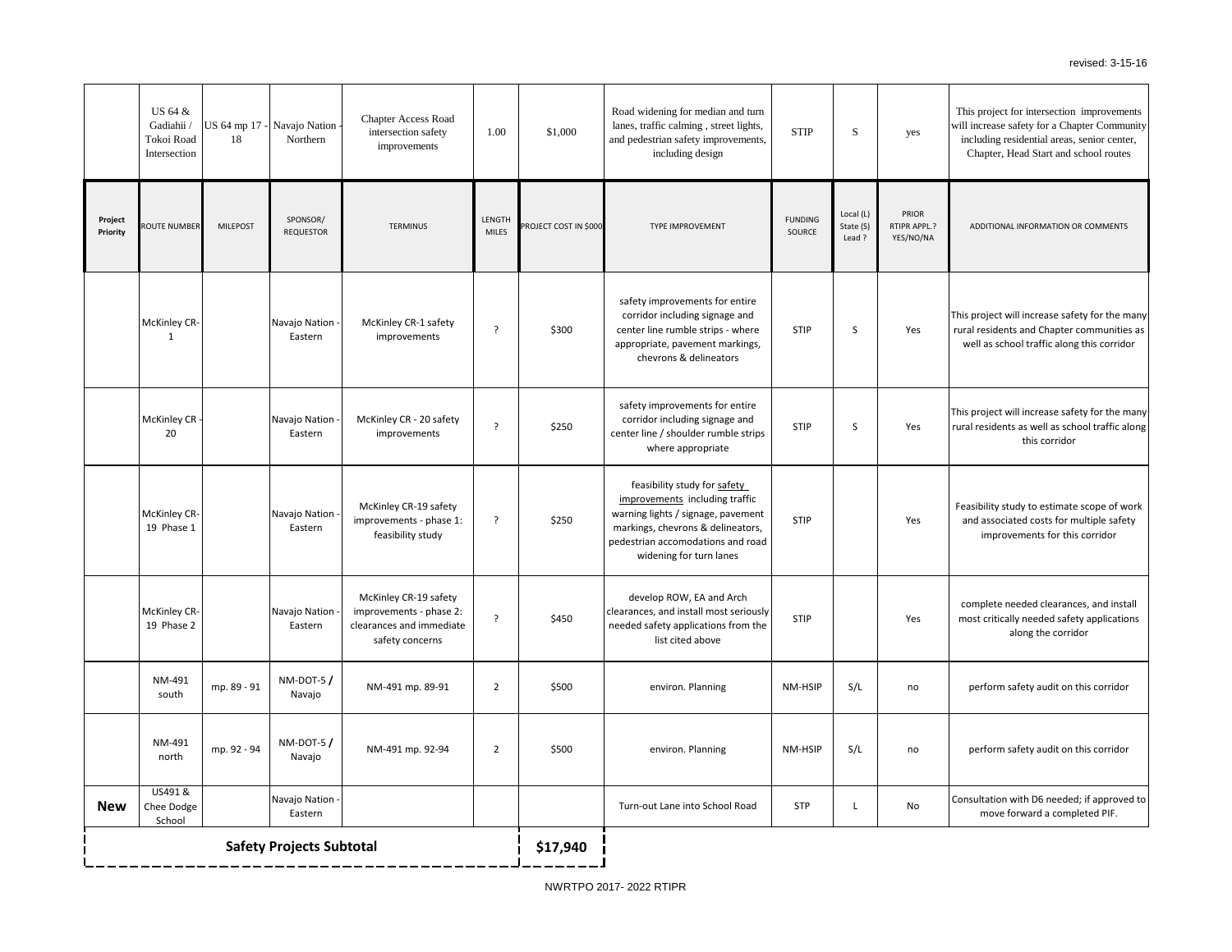| | US 64 & Gadiahii / Tokoi Road Intersection | US 64 mp 17 - 18 | Navajo Nation - Northern | Chapter Access Road intersection safety improvements | 1.00 | $1,000 | Road widening for median and turn lanes, traffic calming , street lights, and pedestrian safety improvements, including design | STIP | S | yes | This project for intersection improvements will increase safety for a Chapter Community including residential areas, senior center, Chapter, Head Start and school routes |
|---|---|---|---|---|---|---|---|---|---|---|---|
| **Project Priority** | **ROUTE NUMBER** | **MILEPOST** | **SPONSOR/ REQUESTOR** | **TERMINUS** | **LENGTH MILES** | **PROJECT COST IN $000** | **TYPE IMPROVEMENT** | **FUNDING SOURCE** | **Local (L) State (S) Lead ?** | **PRIOR RTIPR APPL.? YES/NO/NA** | **ADDITIONAL INFORMATION OR COMMENTS** |
| | McKinley CR-1 | | Navajo Nation - Eastern | McKinley CR-1 safety improvements | ? | $300 | safety improvements for entire corridor including signage and center line rumble strips - where appropriate, pavement markings, chevrons & delineators | STIP | S | Yes | This project will increase safety for the many rural residents and Chapter communities as well as school traffic along this corridor |
| | McKinley CR - 20 | | Navajo Nation - Eastern | McKinley CR - 20 safety improvements | ? | $250 | safety improvements for entire corridor including signage and center line / shoulder rumble strips where appropriate | STIP | S | Yes | This project will increase safety for the many rural residents as well as school traffic along this corridor |
| | McKinley CR-19 Phase 1 | | Navajo Nation - Eastern | McKinley CR-19 safety improvements - phase 1: feasibility study | ? | $250 | feasibility study for safety improvements including traffic warning lights / signage, pavement markings, chevrons & delineators, pedestrian accomodations and road widening for turn lanes | STIP | | Yes | Feasibility study to estimate scope of work and associated costs for multiple safety improvements for this corridor |
| | McKinley CR-19 Phase 2 | | Navajo Nation - Eastern | McKinley CR-19 safety improvements - phase 2: clearances and immediate safety concerns | ? | $450 | develop ROW, EA and Arch clearances, and install most seriously needed safety applications from the list cited above | STIP | | Yes | complete needed clearances, and install most critically needed safety applications along the corridor |
| | NM-491 south | mp. 89 - 91 | NM-DOT-5 / Navajo | NM-491 mp. 89-91 | 2 | $500 | environ. Planning | NM-HSIP | S/L | no | perform safety audit on this corridor |
| | NM-491 north | mp. 92 - 94 | NM-DOT-5 / Navajo | NM-491 mp. 92-94 | 2 | $500 | environ. Planning | NM-HSIP | S/L | no | perform safety audit on this corridor |
| **New** | US491 & Chee Dodge School | | Navajo Nation - Eastern | | | | Turn-out Lane into School Road | STP | L | No | Consultation with D6 needed; if approved to move forward a completed PIF. |
| **Safety Projects Subtotal** | | | | | | **$17,940** | | | | | |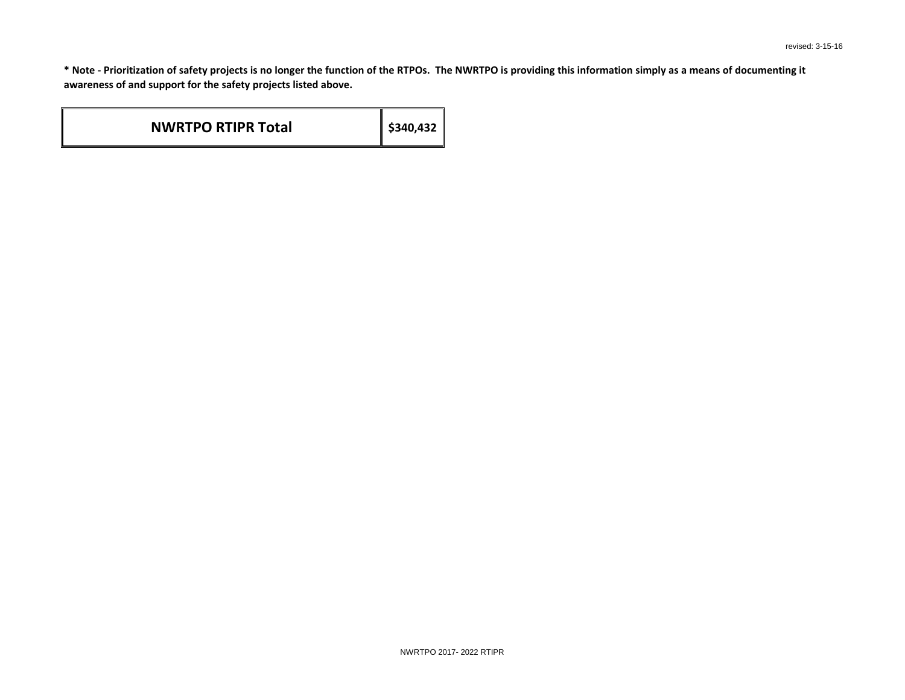**\* Note - Prioritization of safety projects is no longer the function of the RTPOs. The NWRTPO is providing this information simply as a means of documenting it awareness of and support for the safety projects listed above.**

| | |
|---|---|
| **NWRTPO RTIPR Total** | **$340,432** |